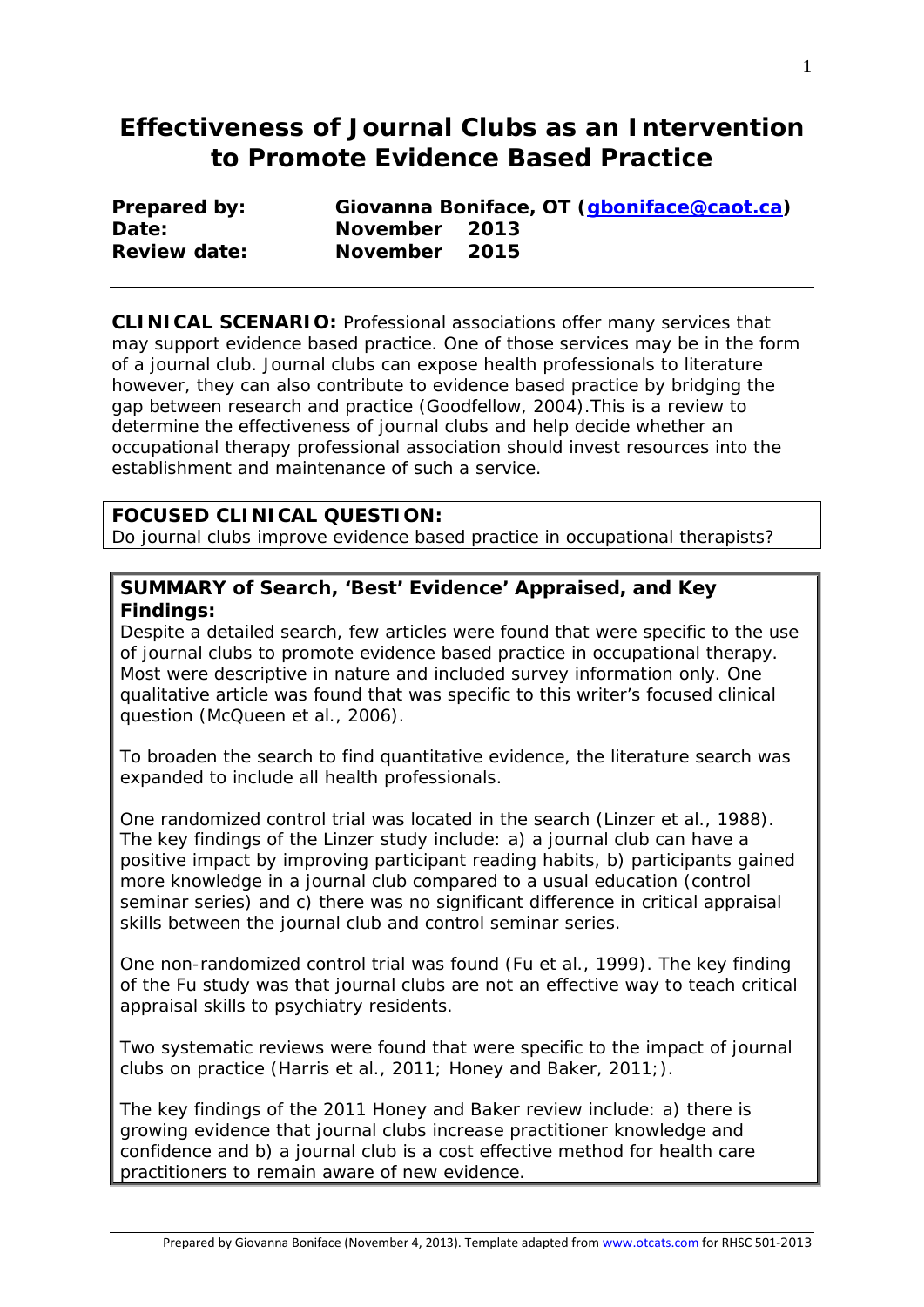# Effectiveness of Journal Clubs as an Intervention to Promote Evidence Based Practice

**Prepared by:** Giovanna Boniface, OT ([gboniface@caot.ca](mailto:gboniface@caot.ca))
**Date:** November 2013
**Review date:** November 2015

---

**CLINICAL SCENARIO:** Professional associations offer many services that may support evidence based practice. One of those services may be in the form of a journal club. Journal clubs can expose health professionals to literature however, they can also contribute to evidence based practice by bridging the gap between research and practice (Goodfellow, 2004).This is a review to determine the effectiveness of journal clubs and help decide whether an occupational therapy professional association should invest resources into the establishment and maintenance of such a service.

**FOCUSED CLINICAL QUESTION:**
Do journal clubs improve evidence based practice in occupational therapists?

**SUMMARY of Search, 'Best' Evidence' Appraised, and Key Findings:**

Despite a detailed search, few articles were found that were specific to the use of journal clubs to promote evidence based practice in occupational therapy. Most were descriptive in nature and included survey information only. One qualitative article was found that was specific to this writer's focused clinical question (McQueen et al., 2006).

To broaden the search to find quantitative evidence, the literature search was expanded to include all health professionals.

One randomized control trial was located in the search (Linzer et al., 1988). The key findings of the Linzer study include: a) a journal club can have a positive impact by improving participant reading habits, b) participants gained more knowledge in a journal club compared to a usual education (control seminar series) and c) there was no significant difference in critical appraisal skills between the journal club and control seminar series.

One non-randomized control trial was found (Fu et al., 1999). The key finding of the Fu study was that journal clubs are not an effective way to teach critical appraisal skills to psychiatry residents.

Two systematic reviews were found that were specific to the impact of journal clubs on practice (Harris et al., 2011; Honey and Baker, 2011;).

The key findings of the 2011 Honey and Baker review include: a) there is growing evidence that journal clubs increase practitioner knowledge and confidence and b) a journal club is a cost effective method for health care practitioners to remain aware of new evidence.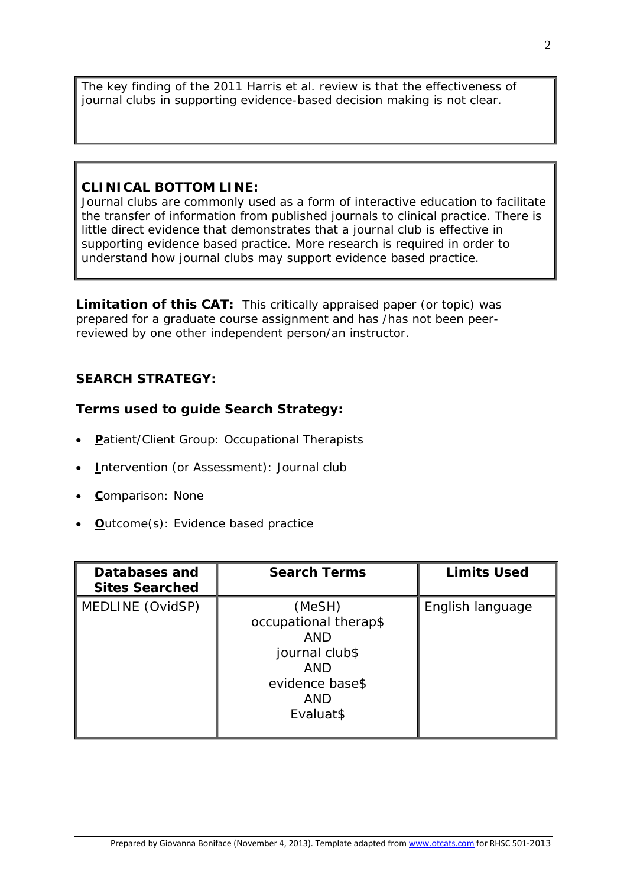The key finding of the 2011 Harris et al. review is that the effectiveness of journal clubs in supporting evidence-based decision making is not clear.

**CLINICAL BOTTOM LINE:**
Journal clubs are commonly used as a form of interactive education to facilitate the transfer of information from published journals to clinical practice. There is little direct evidence that demonstrates that a journal club is effective in supporting evidence based practice. More research is required in order to understand how journal clubs may support evidence based practice.

**Limitation of this CAT:** This critically appraised paper (or topic) was prepared for a graduate course assignment and has /has not been peer-reviewed by one other independent person/an instructor.

## SEARCH STRATEGY:

### Terms used to guide Search Strategy:

- **P**atient/Client Group: Occupational Therapists
- **I**ntervention (or Assessment): Journal club
- **C**omparison: None
- **O**utcome(s): Evidence based practice

| Databases and Sites Searched | Search Terms | Limits Used |
|---|---|---|
| MEDLINE (OvidSP) | (MeSH) occupational therap$ AND journal club$ AND evidence base$ AND Evaluat$ | English language |

Prepared by Giovanna Boniface (November 4, 2013). Template adapted from www.otcats.com for RHSC 501-2013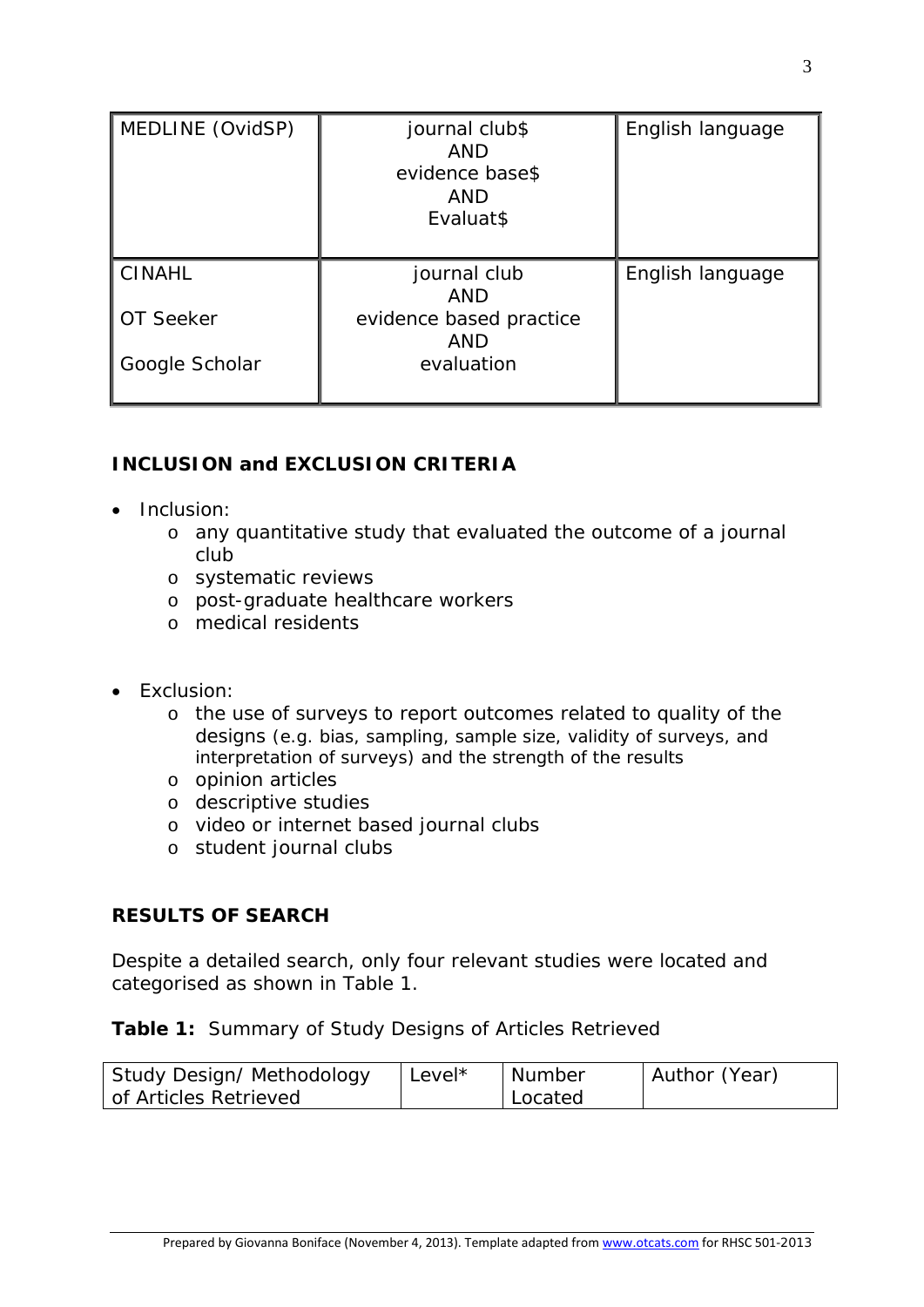| MEDLINE (OvidSP) | journal club$<br>AND<br>evidence base$<br>AND<br>Evaluat$ | English language |
|---|---|---|
| CINAHL<br><br>OT Seeker<br><br>Google Scholar | journal club<br>AND<br>evidence based practice<br>AND<br>evaluation | English language |

**INCLUSION and EXCLUSION CRITERIA**

- Inclusion:
  - any quantitative study that evaluated the outcome of a journal club
  - systematic reviews
  - post-graduate healthcare workers
  - medical residents

- Exclusion:
  - the use of surveys to report outcomes related to quality of the designs (e.g. bias, sampling, sample size, validity of surveys, and interpretation of surveys) and the strength of the results
  - opinion articles
  - descriptive studies
  - video or internet based journal clubs
  - student journal clubs

**RESULTS OF SEARCH**

Despite a detailed search, only four relevant studies were located and categorised as shown in Table 1.

**Table 1:** Summary of Study Designs of Articles Retrieved

| Study Design/ Methodology of Articles Retrieved | Level* | Number Located | Author (Year) |
|---|---|---|---|

Prepared by Giovanna Boniface (November 4, 2013). Template adapted from www.otcats.com for RHSC 501-2013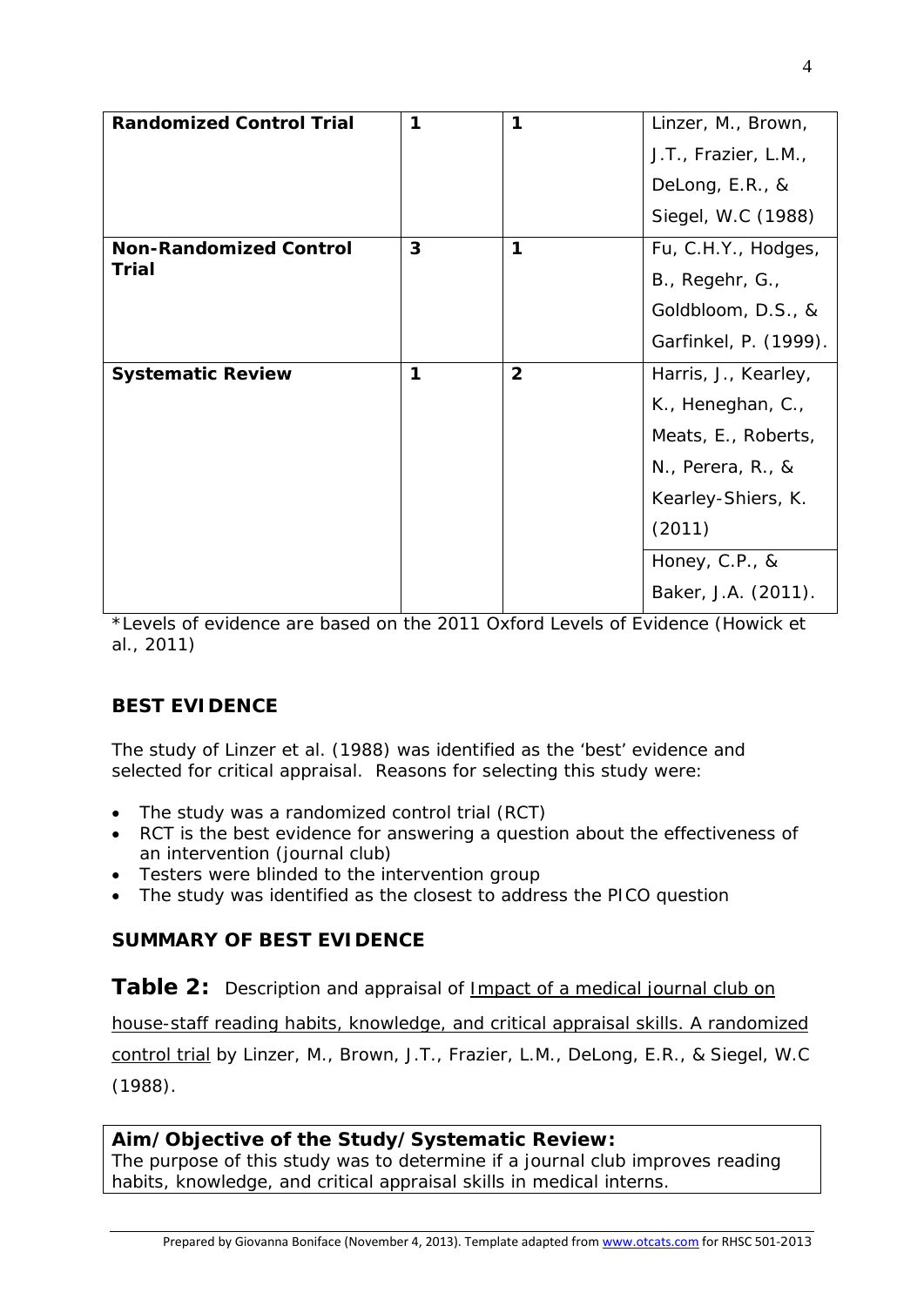| | | | |
|---|---|---|---|
| **Randomized Control Trial** | 1 | 1 | Linzer, M., Brown, J.T., Frazier, L.M., DeLong, E.R., & Siegel, W.C (1988) |
| **Non-Randomized Control Trial** | 3 | 1 | Fu, C.H.Y., Hodges, B., Regehr, G., Goldbloom, D.S., & Garfinkel, P. (1999). |
| **Systematic Review** | 1 | 2 | Harris, J., Kearley, K., Heneghan, C., Meats, E., Roberts, N., Perera, R., & Kearley-Shiers, K. (2011) |
| | | | Honey, C.P., & Baker, J.A. (2011). |

*Levels of evidence are based on the 2011 Oxford Levels of Evidence (Howick et al., 2011)

## BEST EVIDENCE

The study of Linzer et al. (1988) was identified as the 'best' evidence and selected for critical appraisal. Reasons for selecting this study were:

- The study was a randomized control trial (RCT)
- RCT is the best evidence for answering a question about the effectiveness of an intervention (journal club)
- Testers were blinded to the intervention group
- The study was identified as the closest to address the PICO question

## SUMMARY OF BEST EVIDENCE

**Table 2:** Description and appraisal of Impact of a medical journal club on house-staff reading habits, knowledge, and critical appraisal skills. A randomized control trial by Linzer, M., Brown, J.T., Frazier, L.M., DeLong, E.R., & Siegel, W.C (1988).

| **Aim/Objective of the Study/Systematic Review:** |
|---|
| The purpose of this study was to determine if a journal club improves reading habits, knowledge, and critical appraisal skills in medical interns. |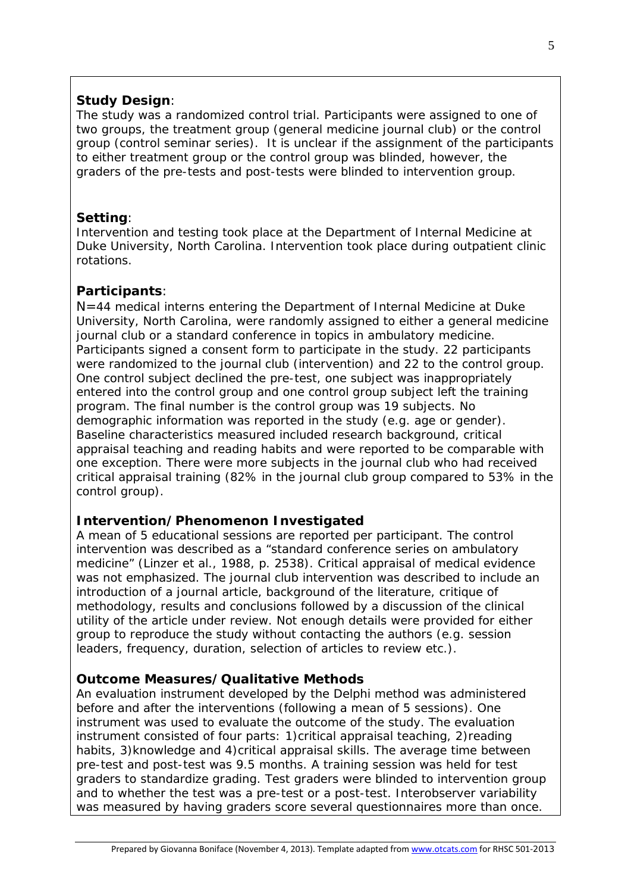**Study Design**:

The study was a randomized control trial. Participants were assigned to one of two groups, the treatment group (general medicine journal club) or the control group (control seminar series). It is unclear if the assignment of the participants to either treatment group or the control group was blinded, however, the graders of the pre-tests and post-tests were blinded to intervention group.

**Setting**:

Intervention and testing took place at the Department of Internal Medicine at Duke University, North Carolina. Intervention took place during outpatient clinic rotations.

**Participants**:

N=44 medical interns entering the Department of Internal Medicine at Duke University, North Carolina, were randomly assigned to either a general medicine journal club or a standard conference in topics in ambulatory medicine. Participants signed a consent form to participate in the study. 22 participants were randomized to the journal club (intervention) and 22 to the control group. One control subject declined the pre-test, one subject was inappropriately entered into the control group and one control group subject left the training program. The final number is the control group was 19 subjects. No demographic information was reported in the study (e.g. age or gender). Baseline characteristics measured included research background, critical appraisal teaching and reading habits and were reported to be comparable with one exception. There were more subjects in the journal club who had received critical appraisal training (82% in the journal club group compared to 53% in the control group).

**Intervention/Phenomenon Investigated**

A mean of 5 educational sessions are reported per participant. The control intervention was described as a "standard conference series on ambulatory medicine" (Linzer et al., 1988, p. 2538). Critical appraisal of medical evidence was not emphasized. The journal club intervention was described to include an introduction of a journal article, background of the literature, critique of methodology, results and conclusions followed by a discussion of the clinical utility of the article under review. Not enough details were provided for either group to reproduce the study without contacting the authors (e.g. session leaders, frequency, duration, selection of articles to review etc.).

**Outcome Measures/Qualitative Methods**

An evaluation instrument developed by the Delphi method was administered before and after the interventions (following a mean of 5 sessions). One instrument was used to evaluate the outcome of the study. The evaluation instrument consisted of four parts: 1) critical appraisal teaching, 2) reading habits, 3) knowledge and 4) critical appraisal skills. The average time between pre-test and post-test was 9.5 months. A training session was held for test graders to standardize grading. Test graders were blinded to intervention group and to whether the test was a pre-test or a post-test. Interobserver variability was measured by having graders score several questionnaires more than once.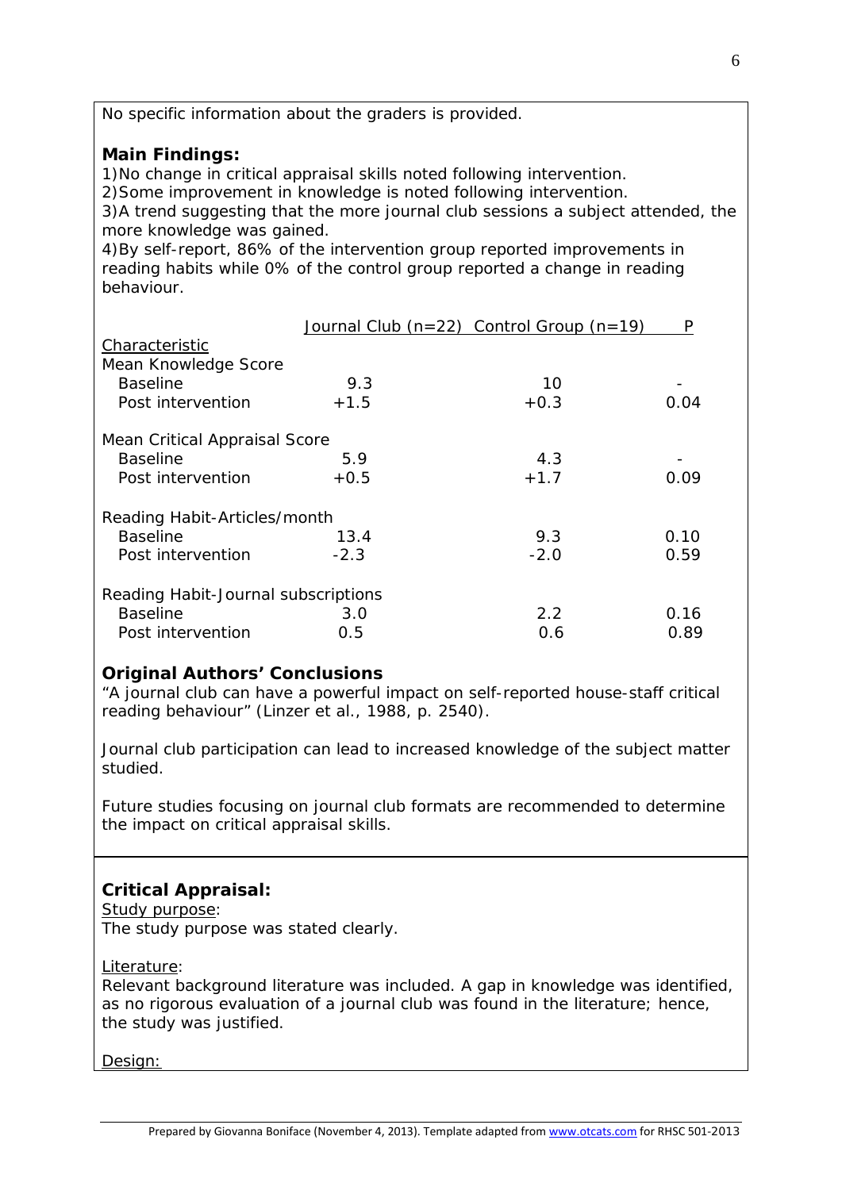No specific information about the graders is provided.

**Main Findings:**

1)No change in critical appraisal skills noted following intervention.
2)Some improvement in knowledge is noted following intervention.
3)A trend suggesting that the more journal club sessions a subject attended, the more knowledge was gained.
4)By self-report, 86% of the intervention group reported improvements in reading habits while 0% of the control group reported a change in reading behaviour.

| Characteristic | Journal Club (n=22) | Control Group (n=19) | P |
|---|---|---|---|
| Mean Knowledge Score | | | |
| Baseline | 9.3 | 10 | - |
| Post intervention | +1.5 | +0.3 | 0.04 |
| Mean Critical Appraisal Score | | | |
| Baseline | 5.9 | 4.3 | - |
| Post intervention | +0.5 | +1.7 | 0.09 |
| Reading Habit-Articles/month | | | |
| Baseline | 13.4 | 9.3 | 0.10 |
| Post intervention | -2.3 | -2.0 | 0.59 |
| Reading Habit-Journal subscriptions | | | |
| Baseline | 3.0 | 2.2 | 0.16 |
| Post intervention | 0.5 | 0.6 | 0.89 |

**Original Authors' Conclusions**

"A journal club can have a powerful impact on self-reported house-staff critical reading behaviour" (Linzer et al., 1988, p. 2540).

Journal club participation can lead to increased knowledge of the subject matter studied.

Future studies focusing on journal club formats are recommended to determine the impact on critical appraisal skills.

**Critical Appraisal:**

Study purpose:
The study purpose was stated clearly.

Literature:
Relevant background literature was included. A gap in knowledge was identified, as no rigorous evaluation of a journal club was found in the literature; hence, the study was justified.

Design: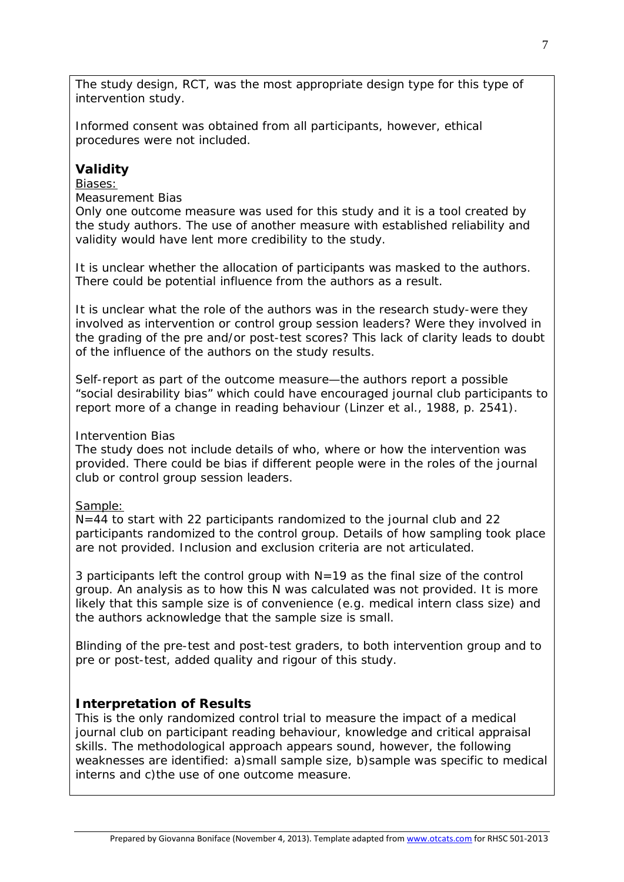The study design, RCT, was the most appropriate design type for this type of intervention study.

Informed consent was obtained from all participants, however, ethical procedures were not included.

### Validity

Biases:

Measurement Bias

Only one outcome measure was used for this study and it is a tool created by the study authors. The use of another measure with established reliability and validity would have lent more credibility to the study.

It is unclear whether the allocation of participants was masked to the authors. There could be potential influence from the authors as a result.

It is unclear what the role of the authors was in the research study-were they involved as intervention or control group session leaders? Were they involved in the grading of the pre and/or post-test scores? This lack of clarity leads to doubt of the influence of the authors on the study results.

Self-report as part of the outcome measure—the authors report a possible "social desirability bias" which could have encouraged journal club participants to report more of a change in reading behaviour (Linzer et al., 1988, p. 2541).

Intervention Bias

The study does not include details of who, where or how the intervention was provided. There could be bias if different people were in the roles of the journal club or control group session leaders.

Sample:

N=44 to start with 22 participants randomized to the journal club and 22 participants randomized to the control group. Details of how sampling took place are not provided. Inclusion and exclusion criteria are not articulated.

3 participants left the control group with N=19 as the final size of the control group. An analysis as to how this N was calculated was not provided. It is more likely that this sample size is of convenience (e.g. medical intern class size) and the authors acknowledge that the sample size is small.

Blinding of the pre-test and post-test graders, to both intervention group and to pre or post-test, added quality and rigour of this study.

### Interpretation of Results

This is the only randomized control trial to measure the impact of a medical journal club on participant reading behaviour, knowledge and critical appraisal skills. The methodological approach appears sound, however, the following weaknesses are identified: a)small sample size, b)sample was specific to medical interns and c)the use of one outcome measure.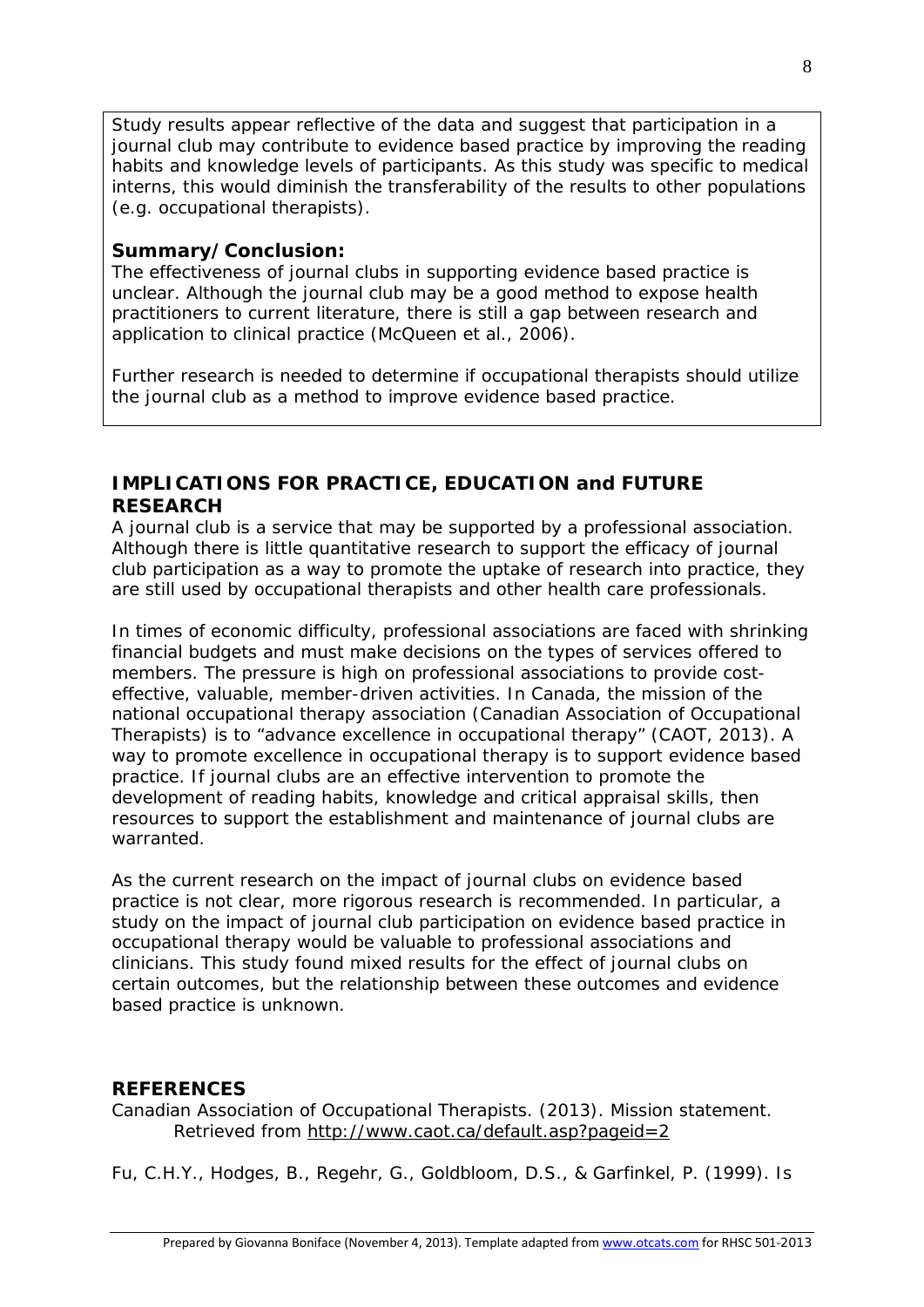Study results appear reflective of the data and suggest that participation in a journal club may contribute to evidence based practice by improving the reading habits and knowledge levels of participants. As this study was specific to medical interns, this would diminish the transferability of the results to other populations (e.g. occupational therapists).

**Summary/Conclusion:**

The effectiveness of journal clubs in supporting evidence based practice is unclear. Although the journal club may be a good method to expose health practitioners to current literature, there is still a gap between research and application to clinical practice (McQueen et al., 2006).

Further research is needed to determine if occupational therapists should utilize the journal club as a method to improve evidence based practice.

## IMPLICATIONS FOR PRACTICE, EDUCATION and FUTURE RESEARCH

A journal club is a service that may be supported by a professional association. Although there is little quantitative research to support the efficacy of journal club participation as a way to promote the uptake of research into practice, they are still used by occupational therapists and other health care professionals.

In times of economic difficulty, professional associations are faced with shrinking financial budgets and must make decisions on the types of services offered to members. The pressure is high on professional associations to provide cost-effective, valuable, member-driven activities. In Canada, the mission of the national occupational therapy association (Canadian Association of Occupational Therapists) is to "advance excellence in occupational therapy" (CAOT, 2013). A way to promote excellence in occupational therapy is to support evidence based practice. If journal clubs are an effective intervention to promote the development of reading habits, knowledge and critical appraisal skills, then resources to support the establishment and maintenance of journal clubs are warranted.

As the current research on the impact of journal clubs on evidence based practice is not clear, more rigorous research is recommended. In particular, a study on the impact of journal club participation on evidence based practice in occupational therapy would be valuable to professional associations and clinicians. This study found mixed results for the effect of journal clubs on certain outcomes, but the relationship between these outcomes and evidence based practice is unknown.

## REFERENCES

Canadian Association of Occupational Therapists. (2013). Mission statement. Retrieved from http://www.caot.ca/default.asp?pageid=2

Fu, C.H.Y., Hodges, B., Regehr, G., Goldbloom, D.S., & Garfinkel, P. (1999). Is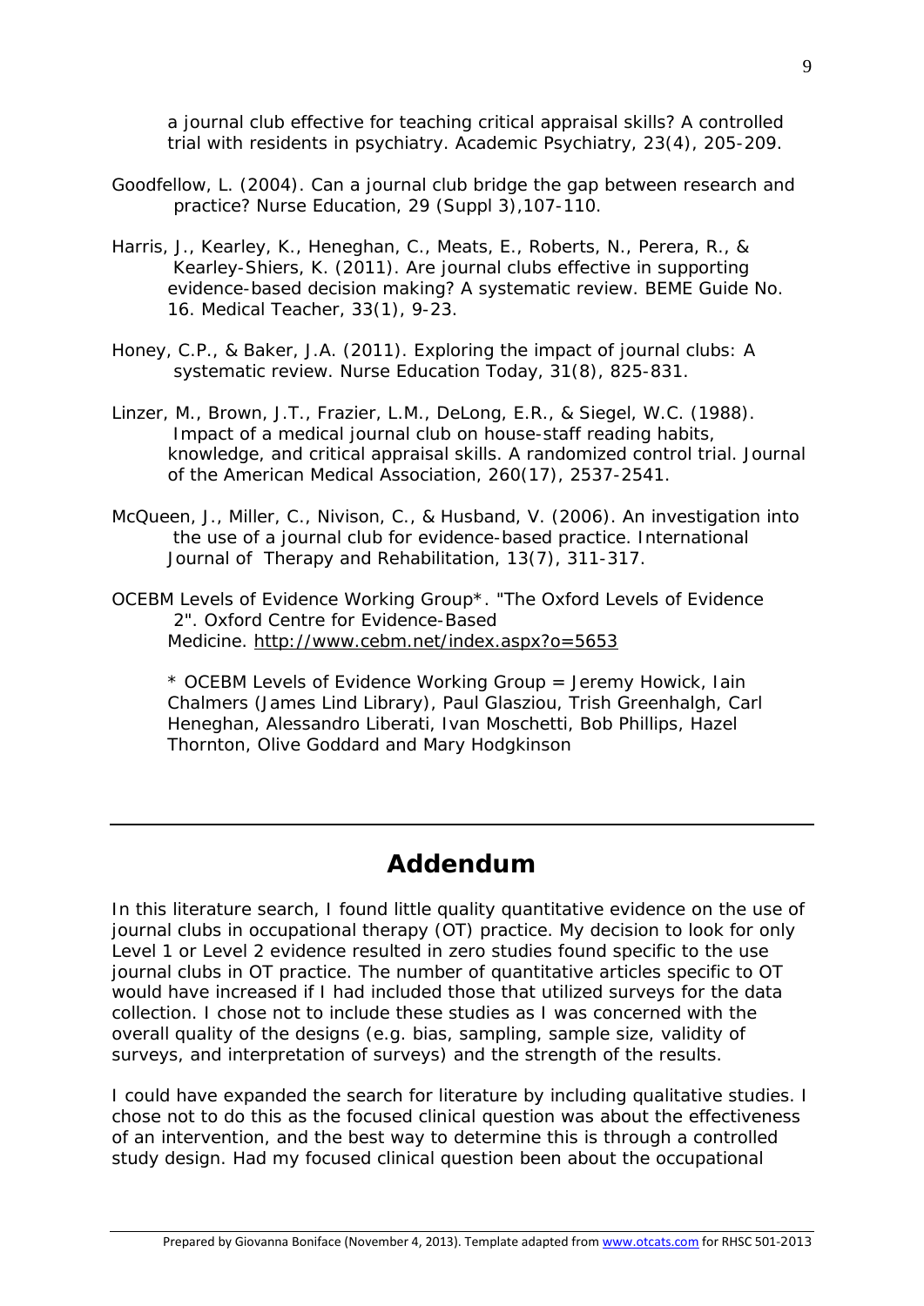a journal club effective for teaching critical appraisal skills? A controlled trial with residents in psychiatry. Academic Psychiatry, 23(4), 205-209.

Goodfellow, L. (2004). Can a journal club bridge the gap between research and practice? Nurse Education, 29 (Suppl 3),107-110.

Harris, J., Kearley, K., Heneghan, C., Meats, E., Roberts, N., Perera, R., & Kearley-Shiers, K. (2011). Are journal clubs effective in supporting evidence-based decision making? A systematic review. BEME Guide No. 16. Medical Teacher, 33(1), 9-23.

Honey, C.P., & Baker, J.A. (2011). Exploring the impact of journal clubs: A systematic review. Nurse Education Today, 31(8), 825-831.

Linzer, M., Brown, J.T., Frazier, L.M., DeLong, E.R., & Siegel, W.C. (1988). Impact of a medical journal club on house-staff reading habits, knowledge, and critical appraisal skills. A randomized control trial. Journal of the American Medical Association, 260(17), 2537-2541.

McQueen, J., Miller, C., Nivison, C., & Husband, V. (2006). An investigation into the use of a journal club for evidence-based practice. International Journal of Therapy and Rehabilitation, 13(7), 311-317.

OCEBM Levels of Evidence Working Group*. "The Oxford Levels of Evidence 2". Oxford Centre for Evidence-Based Medicine. http://www.cebm.net/index.aspx?o=5653

* OCEBM Levels of Evidence Working Group = Jeremy Howick, Iain Chalmers (James Lind Library), Paul Glasziou, Trish Greenhalgh, Carl Heneghan, Alessandro Liberati, Ivan Moschetti, Bob Phillips, Hazel Thornton, Olive Goddard and Mary Hodgkinson

---

## Addendum

In this literature search, I found little quality quantitative evidence on the use of journal clubs in occupational therapy (OT) practice. My decision to look for only Level 1 or Level 2 evidence resulted in zero studies found specific to the use journal clubs in OT practice. The number of quantitative articles specific to OT would have increased if I had included those that utilized surveys for the data collection. I chose not to include these studies as I was concerned with the overall quality of the designs (e.g. bias, sampling, sample size, validity of surveys, and interpretation of surveys) and the strength of the results.

I could have expanded the search for literature by including qualitative studies. I chose not to do this as the focused clinical question was about the effectiveness of an intervention, and the best way to determine this is through a controlled study design. Had my focused clinical question been about the occupational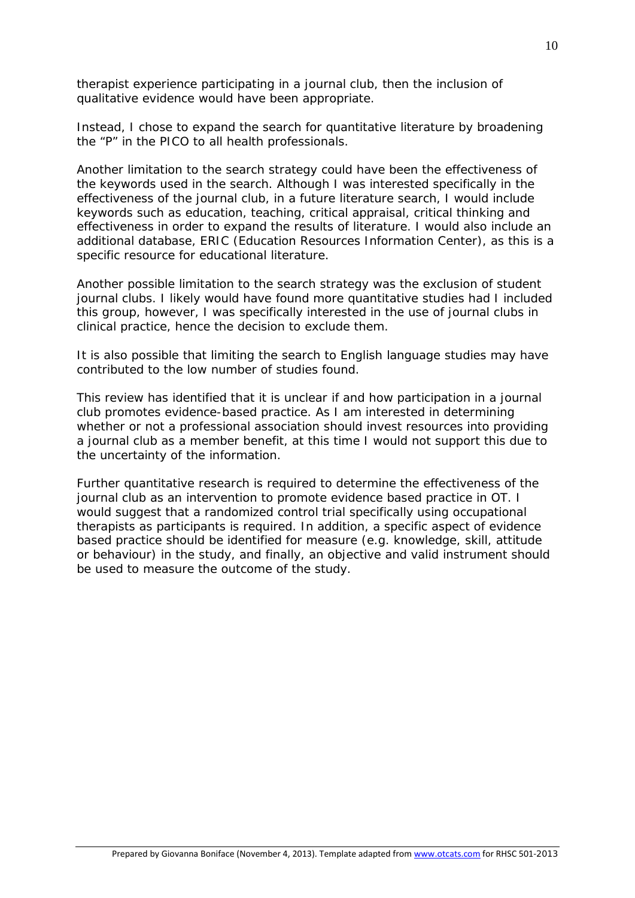therapist experience participating in a journal club, then the inclusion of qualitative evidence would have been appropriate.

Instead, I chose to expand the search for quantitative literature by broadening the "P" in the PICO to all health professionals.

Another limitation to the search strategy could have been the effectiveness of the keywords used in the search. Although I was interested specifically in the effectiveness of the journal club, in a future literature search, I would include keywords such as education, teaching, critical appraisal, critical thinking and effectiveness in order to expand the results of literature. I would also include an additional database, ERIC (Education Resources Information Center), as this is a specific resource for educational literature.

Another possible limitation to the search strategy was the exclusion of student journal clubs. I likely would have found more quantitative studies had I included this group, however, I was specifically interested in the use of journal clubs in clinical practice, hence the decision to exclude them.

It is also possible that limiting the search to English language studies may have contributed to the low number of studies found.

This review has identified that it is unclear if and how participation in a journal club promotes evidence-based practice. As I am interested in determining whether or not a professional association should invest resources into providing a journal club as a member benefit, at this time I would not support this due to the uncertainty of the information.

Further quantitative research is required to determine the effectiveness of the journal club as an intervention to promote evidence based practice in OT. I would suggest that a randomized control trial specifically using occupational therapists as participants is required. In addition, a specific aspect of evidence based practice should be identified for measure (e.g. knowledge, skill, attitude or behaviour) in the study, and finally, an objective and valid instrument should be used to measure the outcome of the study.